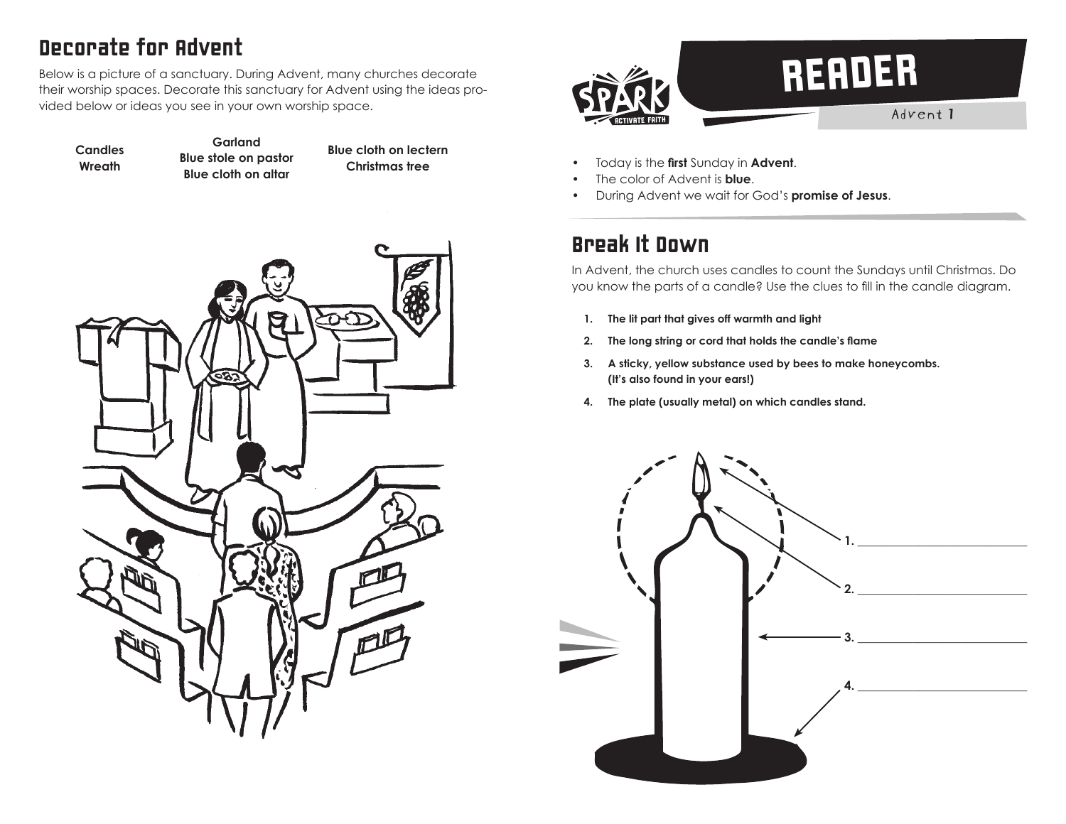## Decorate for Advent

Below is a picture of a sanctuary. During Advent, many churches decorate their worship spaces. Decorate this sanctuary for Advent using the ideas provided below or ideas you see in your own worship space.

**Candles**
**Wreath**

**Garland**
**Blue stole on pastor**
**Blue cloth on altar**

**Blue cloth on lectern**
**Christmas tree**

# READER

Advent 1

- Today is the **first** Sunday in **Advent**.
- The color of Advent is **blue**.
- During Advent we wait for God's **promise of Jesus**.

## Break It Down

In Advent, the church uses candles to count the Sundays until Christmas. Do you know the parts of a candle? Use the clues to fill in the candle diagram.

1. **The lit part that gives off warmth and light**
2. **The long string or cord that holds the candle's flame**
3. **A sticky, yellow substance used by bees to make honeycombs. (It's also found in your ears!)**
4. **The plate (usually metal) on which candles stand.**

1. ___________________________

2. ___________________________

3. ___________________________

4. ___________________________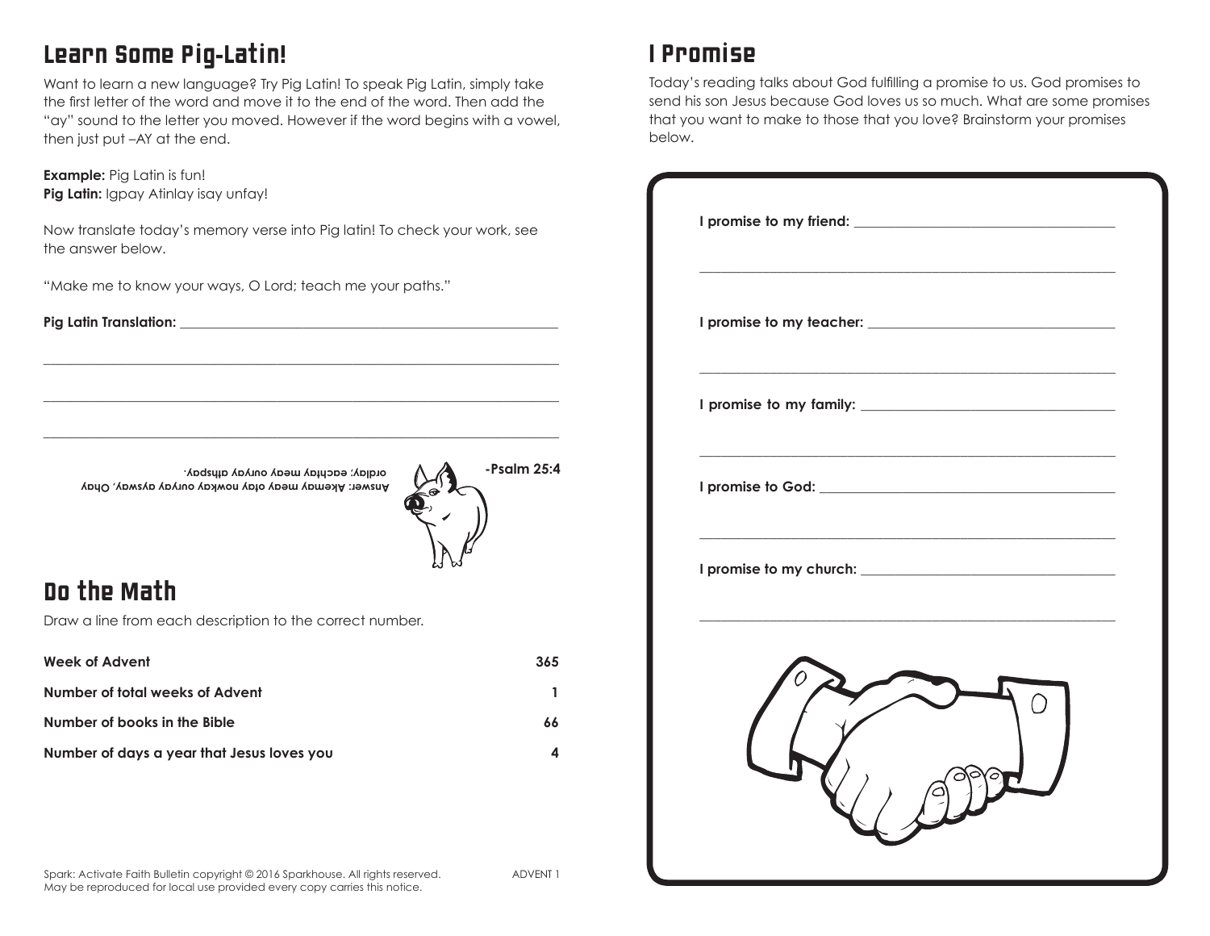## Learn Some Pig-Latin!

Want to learn a new language? Try Pig Latin! To speak Pig Latin, simply take the first letter of the word and move it to the end of the word. Then add the "ay" sound to the letter you moved. However if the word begins with a vowel, then just put –AY at the end.

**Example:** Pig Latin is fun!
**Pig Latin:** Igpay Atinlay isay unfay!

Now translate today's memory verse into Pig latin! To check your work, see the answer below.

"Make me to know your ways, O Lord; teach me your paths."

**Pig Latin Translation:** ______________________________________________

______________________________________________

______________________________________________

______________________________________________

**-Psalm 25:4**

**Answer: Akemay meay otay nowkay ouryay ayswway, Ohay ordlay; eachtay meay ouryay athspay.**

## Do the Math

Draw a line from each description to the correct number.

| | |
|---|---|
| **Week of Advent** | **365** |
| **Number of total weeks of Advent** | **1** |
| **Number of books in the Bible** | **66** |
| **Number of days a year that Jesus loves you** | **4** |

Spark: Activate Faith Bulletin copyright © 2016 Sparkhouse. All rights reserved. May be reproduced for local use provided every copy carries this notice.

ADVENT 1

## I Promise

Today's reading talks about God fulfilling a promise to us. God promises to send his son Jesus because God loves us so much. What are some promises that you want to make to those that you love? Brainstorm your promises below.

**I promise to my friend:** ______________________________________________

______________________________________________

**I promise to my teacher:** ______________________________________________

______________________________________________

**I promise to my family:** ______________________________________________

______________________________________________

**I promise to God:** ______________________________________________

______________________________________________

**I promise to my church:** ______________________________________________

______________________________________________